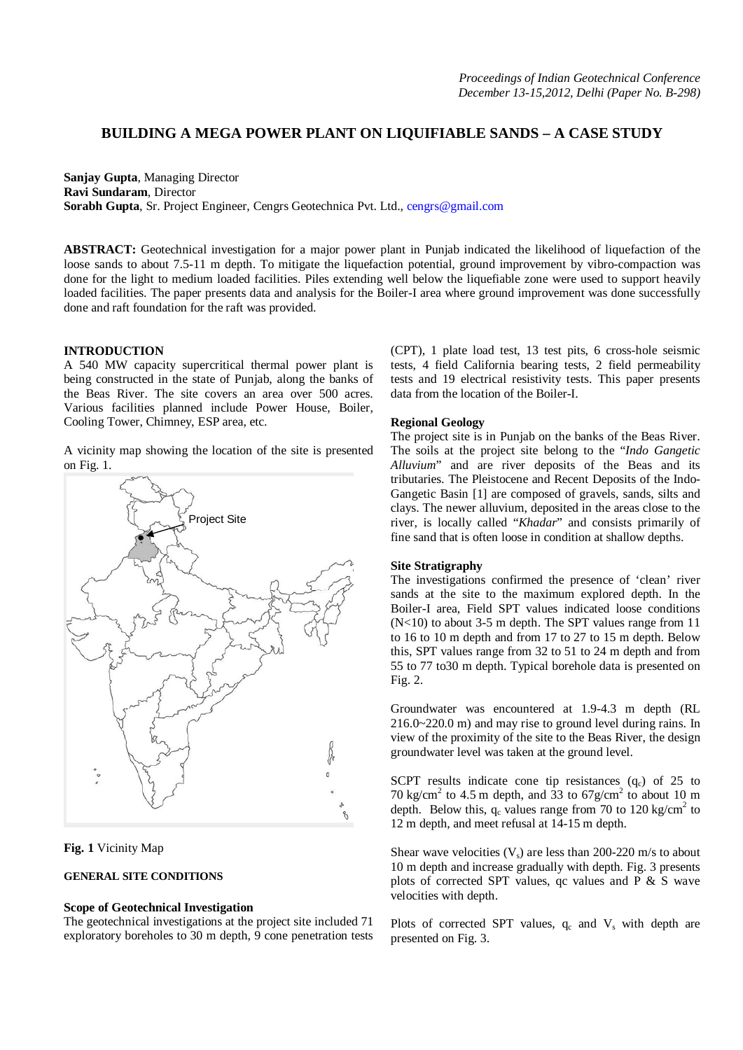# BUILDING A MEGA POWER PLANT ON LIQUIFIABLE SANDS – A CASE STUDY

**Sanjay Gupta**, Managing Director
**Ravi Sundaram**, Director
**Sorabh Gupta**, Sr. Project Engineer, Cengrs Geotechnica Pvt. Ltd., cengrs@gmail.com

**ABSTRACT:** Geotechnical investigation for a major power plant in Punjab indicated the likelihood of liquefaction of the loose sands to about 7.5-11 m depth. To mitigate the liquefaction potential, ground improvement by vibro-compaction was done for the light to medium loaded facilities. Piles extending well below the liquefiable zone were used to support heavily loaded facilities. The paper presents data and analysis for the Boiler-I area where ground improvement was done successfully done and raft foundation for the raft was provided.

## INTRODUCTION

A 540 MW capacity supercritical thermal power plant is being constructed in the state of Punjab, along the banks of the Beas River. The site covers an area over 500 acres. Various facilities planned include Power House, Boiler, Cooling Tower, Chimney, ESP area, etc.

A vicinity map showing the location of the site is presented on Fig. 1.

Project Site

**Fig. 1** Vicinity Map

## GENERAL SITE CONDITIONS

### Scope of Geotechnical Investigation

The geotechnical investigations at the project site included 71 exploratory boreholes to 30 m depth, 9 cone penetration tests (CPT), 1 plate load test, 13 test pits, 6 cross-hole seismic tests, 4 field California bearing tests, 2 field permeability tests and 19 electrical resistivity tests. This paper presents data from the location of the Boiler-I.

### Regional Geology

The project site is in Punjab on the banks of the Beas River. The soils at the project site belong to the "*Indo Gangetic Alluvium*" and are river deposits of the Beas and its tributaries. The Pleistocene and Recent Deposits of the Indo-Gangetic Basin [1] are composed of gravels, sands, silts and clays. The newer alluvium, deposited in the areas close to the river, is locally called "*Khadar*" and consists primarily of fine sand that is often loose in condition at shallow depths.

### Site Stratigraphy

The investigations confirmed the presence of 'clean' river sands at the site to the maximum explored depth. In the Boiler-I area, Field SPT values indicated loose conditions (N<10) to about 3-5 m depth. The SPT values range from 11 to 16 to 10 m depth and from 17 to 27 to 15 m depth. Below this, SPT values range from 32 to 51 to 24 m depth and from 55 to 77 to30 m depth. Typical borehole data is presented on Fig. 2.

Groundwater was encountered at 1.9-4.3 m depth (RL 216.0~220.0 m) and may rise to ground level during rains. In view of the proximity of the site to the Beas River, the design groundwater level was taken at the ground level.

SCPT results indicate cone tip resistances ($q_c$) of 25 to 70 kg/cm$^2$ to 4.5 m depth, and 33 to 67g/cm$^2$ to about 10 m depth. Below this, $q_c$ values range from 70 to 120 kg/cm$^2$ to 12 m depth, and meet refusal at 14-15 m depth.

Shear wave velocities ($V_s$) are less than 200-220 m/s to about 10 m depth and increase gradually with depth. Fig. 3 presents plots of corrected SPT values, qc values and P & S wave velocities with depth.

Plots of corrected SPT values, $q_c$ and $V_s$ with depth are presented on Fig. 3.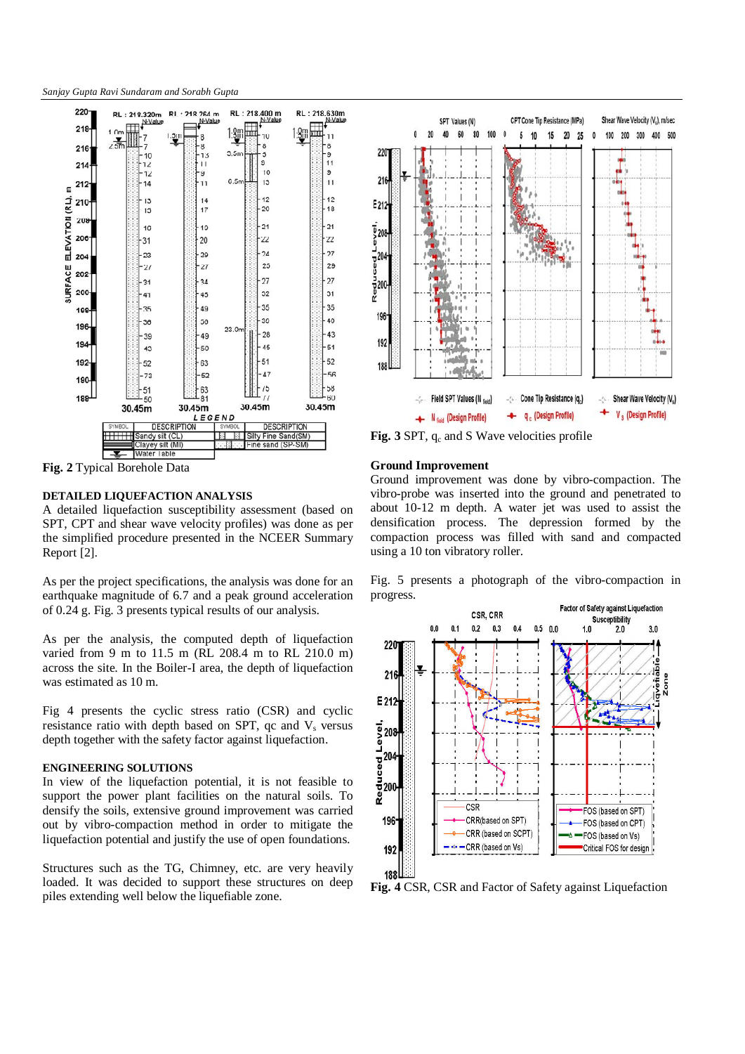**Fig. 2** Typical Borehole Data

**DETAILED LIQUEFACTION ANALYSIS**

A detailed liquefaction susceptibility assessment (based on SPT, CPT and shear wave velocity profiles) was done as per the simplified procedure presented in the NCEER Summary Report [2].

As per the project specifications, the analysis was done for an earthquake magnitude of 6.7 and a peak ground acceleration of 0.24 g. Fig. 3 presents typical results of our analysis.

As per the analysis, the computed depth of liquefaction varied from 9 m to 11.5 m (RL 208.4 m to RL 210.0 m) across the site. In the Boiler-I area, the depth of liquefaction was estimated as 10 m.

Fig 4 presents the cyclic stress ratio (CSR) and cyclic resistance ratio with depth based on SPT, qc and $V_s$ versus depth together with the safety factor against liquefaction.

**ENGINEERING SOLUTIONS**

In view of the liquefaction potential, it is not feasible to support the power plant facilities on the natural soils. To densify the soils, extensive ground improvement was carried out by vibro-compaction method in order to mitigate the liquefaction potential and justify the use of open foundations.

Structures such as the TG, Chimney, etc. are very heavily loaded. It was decided to support these structures on deep piles extending well below the liquefiable zone.

**Fig. 3** SPT, $q_c$ and S Wave velocities profile

**Ground Improvement**

Ground improvement was done by vibro-compaction. The vibro-probe was inserted into the ground and penetrated to about 10-12 m depth. A water jet was used to assist the densification process. The depression formed by the compaction process was filled with sand and compacted using a 10 ton vibratory roller.

Fig. 5 presents a photograph of the vibro-compaction in progress.

**Fig. 4** CSR, CSR and Factor of Safety against Liquefaction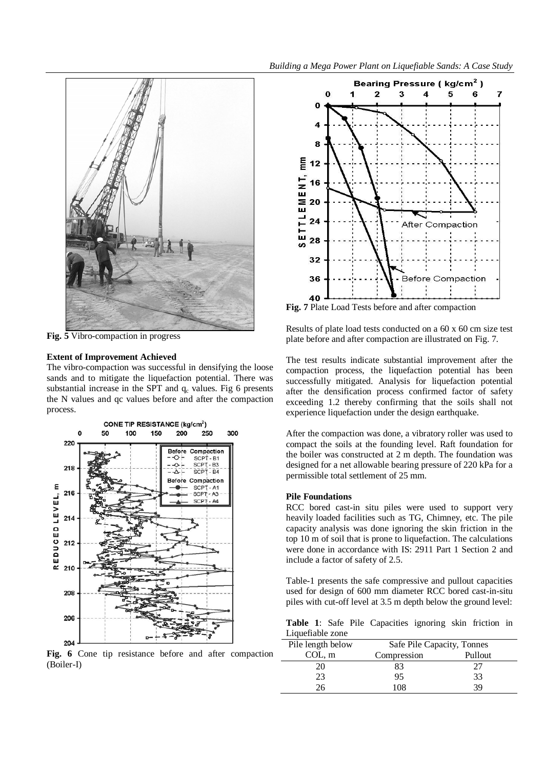Fig. 5 Vibro-compaction in progress

### Extent of Improvement Achieved

The vibro-compaction was successful in densifying the loose sands and to mitigate the liquefaction potential. There was substantial increase in the SPT and $q_c$ values. Fig 6 presents the N values and qc values before and after the compaction process.

**Fig. 6** Cone tip resistance before and after compaction (Boiler-I)

**Fig. 7** Plate Load Tests before and after compaction

Results of plate load tests conducted on a 60 x 60 cm size test plate before and after compaction are illustrated on Fig. 7.

The test results indicate substantial improvement after the compaction process, the liquefaction potential has been successfully mitigated. Analysis for liquefaction potential after the densification process confirmed factor of safety exceeding 1.2 thereby confirming that the soils shall not experience liquefaction under the design earthquake.

After the compaction was done, a vibratory roller was used to compact the soils at the founding level. Raft foundation for the boiler was constructed at 2 m depth. The foundation was designed for a net allowable bearing pressure of 220 kPa for a permissible total settlement of 25 mm.

### Pile Foundations

RCC bored cast-in situ piles were used to support very heavily loaded facilities such as TG, Chimney, etc. The pile capacity analysis was done ignoring the skin friction in the top 10 m of soil that is prone to liquefaction. The calculations were done in accordance with IS: 2911 Part 1 Section 2 and include a factor of safety of 2.5.

Table-1 presents the safe compressive and pullout capacities used for design of 600 mm diameter RCC bored cast-in-situ piles with cut-off level at 3.5 m depth below the ground level:

**Table 1**: Safe Pile Capacities ignoring skin friction in Liquefiable zone

| Pile length below COL, m | Safe Pile Capacity, Tonnes | |
|---|---|---|
| | Compression | Pullout |
| 20 | 83 | 27 |
| 23 | 95 | 33 |
| 26 | 108 | 39 |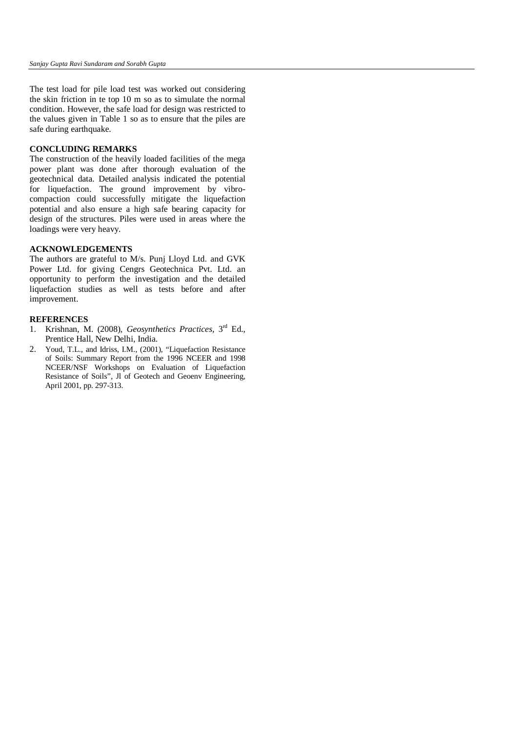The test load for pile load test was worked out considering the skin friction in te top 10 m so as to simulate the normal condition. However, the safe load for design was restricted to the values given in Table 1 so as to ensure that the piles are safe during earthquake.

## CONCLUDING REMARKS

The construction of the heavily loaded facilities of the mega power plant was done after thorough evaluation of the geotechnical data. Detailed analysis indicated the potential for liquefaction. The ground improvement by vibro-compaction could successfully mitigate the liquefaction potential and also ensure a high safe bearing capacity for design of the structures. Piles were used in areas where the loadings were very heavy.

## ACKNOWLEDGEMENTS

The authors are grateful to M/s. Punj Lloyd Ltd. and GVK Power Ltd. for giving Cengrs Geotechnica Pvt. Ltd. an opportunity to perform the investigation and the detailed liquefaction studies as well as tests before and after improvement.

## REFERENCES

1. Krishnan, M. (2008), *Geosynthetics Practices*, 3rd Ed., Prentice Hall, New Delhi, India.
2. Youd, T.L., and Idriss, I.M., (2001), "Liquefaction Resistance of Soils: Summary Report from the 1996 NCEER and 1998 NCEER/NSF Workshops on Evaluation of Liquefaction Resistance of Soils", Jl of Geotech and Geoenv Engineering, April 2001, pp. 297-313.